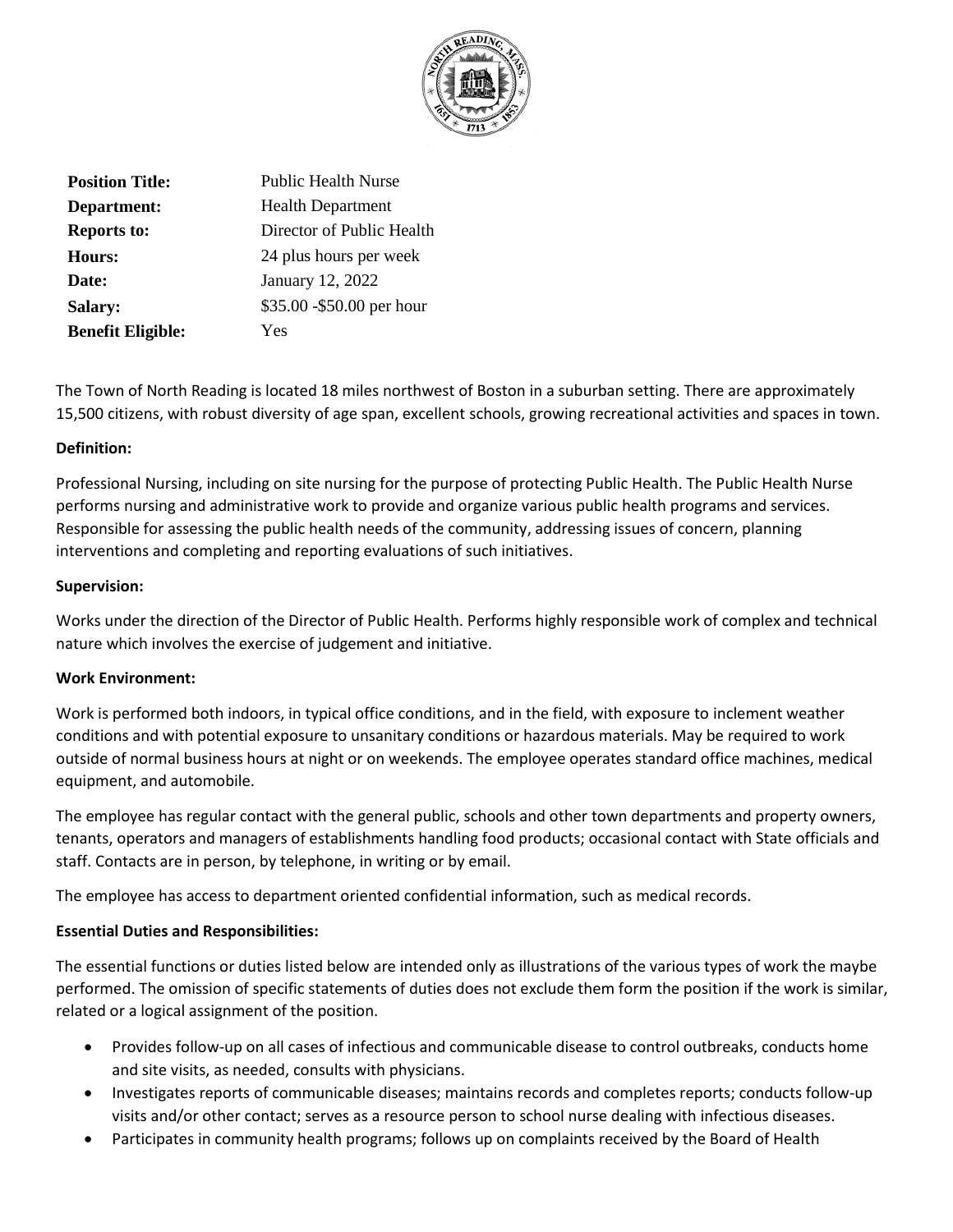| | |
|---|---|
| **Position Title:** | Public Health Nurse |
| **Department:** | Health Department |
| **Reports to:** | Director of Public Health |
| **Hours:** | 24 plus hours per week |
| **Date:** | January 12, 2022 |
| **Salary:** | $35.00 -$50.00 per hour |
| **Benefit Eligible:** | Yes |

The Town of North Reading is located 18 miles northwest of Boston in a suburban setting. There are approximately 15,500 citizens, with robust diversity of age span, excellent schools, growing recreational activities and spaces in town.

**Definition:**

Professional Nursing, including on site nursing for the purpose of protecting Public Health. The Public Health Nurse performs nursing and administrative work to provide and organize various public health programs and services. Responsible for assessing the public health needs of the community, addressing issues of concern, planning interventions and completing and reporting evaluations of such initiatives.

**Supervision:**

Works under the direction of the Director of Public Health. Performs highly responsible work of complex and technical nature which involves the exercise of judgement and initiative.

**Work Environment:**

Work is performed both indoors, in typical office conditions, and in the field, with exposure to inclement weather conditions and with potential exposure to unsanitary conditions or hazardous materials. May be required to work outside of normal business hours at night or on weekends. The employee operates standard office machines, medical equipment, and automobile.

The employee has regular contact with the general public, schools and other town departments and property owners, tenants, operators and managers of establishments handling food products; occasional contact with State officials and staff. Contacts are in person, by telephone, in writing or by email.

The employee has access to department oriented confidential information, such as medical records.

**Essential Duties and Responsibilities:**

The essential functions or duties listed below are intended only as illustrations of the various types of work the maybe performed. The omission of specific statements of duties does not exclude them form the position if the work is similar, related or a logical assignment of the position.

- Provides follow-up on all cases of infectious and communicable disease to control outbreaks, conducts home and site visits, as needed, consults with physicians.
- Investigates reports of communicable diseases; maintains records and completes reports; conducts follow-up visits and/or other contact; serves as a resource person to school nurse dealing with infectious diseases.
- Participates in community health programs; follows up on complaints received by the Board of Health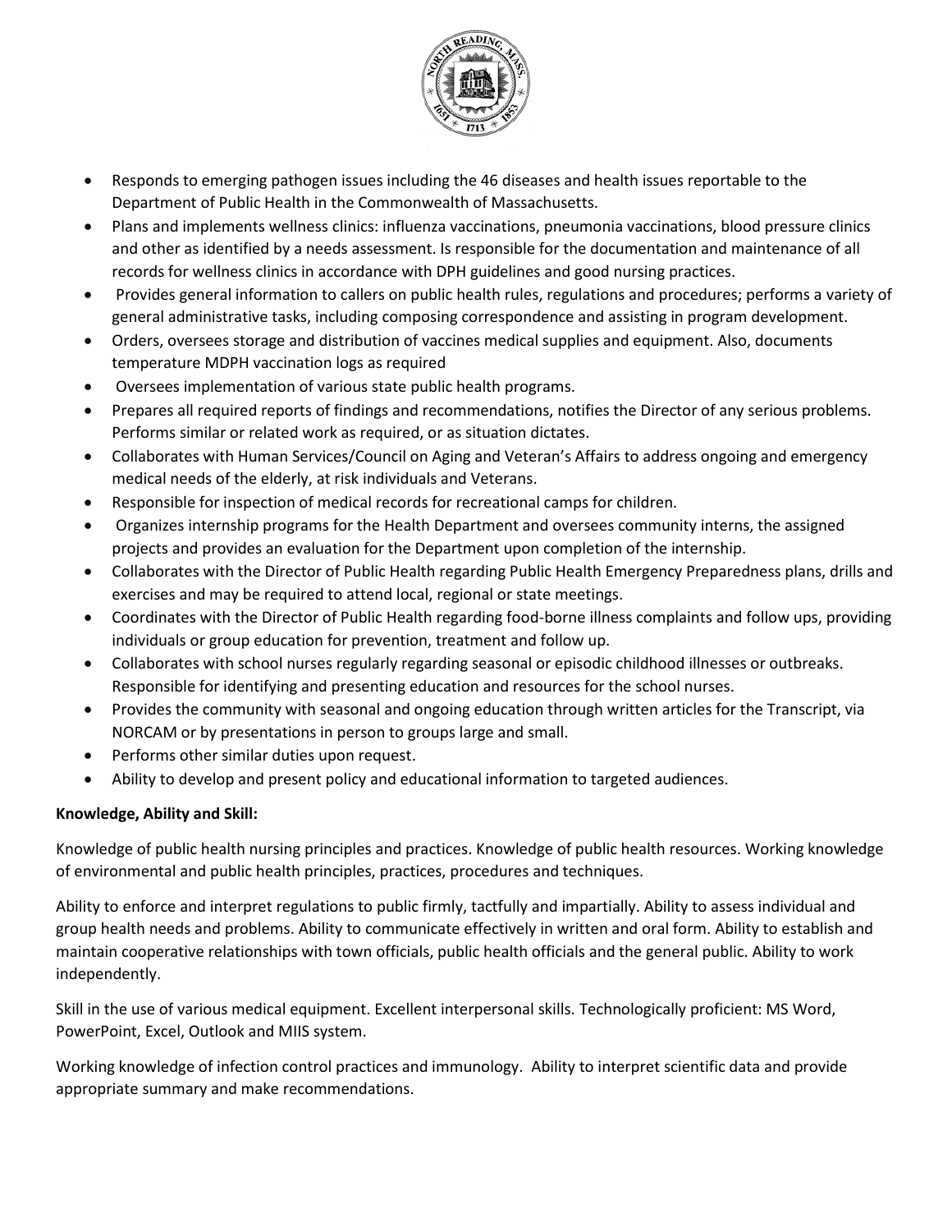- Responds to emerging pathogen issues including the 46 diseases and health issues reportable to the Department of Public Health in the Commonwealth of Massachusetts.
- Plans and implements wellness clinics: influenza vaccinations, pneumonia vaccinations, blood pressure clinics and other as identified by a needs assessment. Is responsible for the documentation and maintenance of all records for wellness clinics in accordance with DPH guidelines and good nursing practices.
- Provides general information to callers on public health rules, regulations and procedures; performs a variety of general administrative tasks, including composing correspondence and assisting in program development.
- Orders, oversees storage and distribution of vaccines medical supplies and equipment. Also, documents temperature MDPH vaccination logs as required
- Oversees implementation of various state public health programs.
- Prepares all required reports of findings and recommendations, notifies the Director of any serious problems. Performs similar or related work as required, or as situation dictates.
- Collaborates with Human Services/Council on Aging and Veteran's Affairs to address ongoing and emergency medical needs of the elderly, at risk individuals and Veterans.
- Responsible for inspection of medical records for recreational camps for children.
- Organizes internship programs for the Health Department and oversees community interns, the assigned projects and provides an evaluation for the Department upon completion of the internship.
- Collaborates with the Director of Public Health regarding Public Health Emergency Preparedness plans, drills and exercises and may be required to attend local, regional or state meetings.
- Coordinates with the Director of Public Health regarding food-borne illness complaints and follow ups, providing individuals or group education for prevention, treatment and follow up.
- Collaborates with school nurses regularly regarding seasonal or episodic childhood illnesses or outbreaks. Responsible for identifying and presenting education and resources for the school nurses.
- Provides the community with seasonal and ongoing education through written articles for the Transcript, via NORCAM or by presentations in person to groups large and small.
- Performs other similar duties upon request.
- Ability to develop and present policy and educational information to targeted audiences.

**Knowledge, Ability and Skill:**

Knowledge of public health nursing principles and practices. Knowledge of public health resources. Working knowledge of environmental and public health principles, practices, procedures and techniques.

Ability to enforce and interpret regulations to public firmly, tactfully and impartially. Ability to assess individual and group health needs and problems. Ability to communicate effectively in written and oral form. Ability to establish and maintain cooperative relationships with town officials, public health officials and the general public. Ability to work independently.

Skill in the use of various medical equipment. Excellent interpersonal skills. Technologically proficient: MS Word, PowerPoint, Excel, Outlook and MIIS system.

Working knowledge of infection control practices and immunology. Ability to interpret scientific data and provide appropriate summary and make recommendations.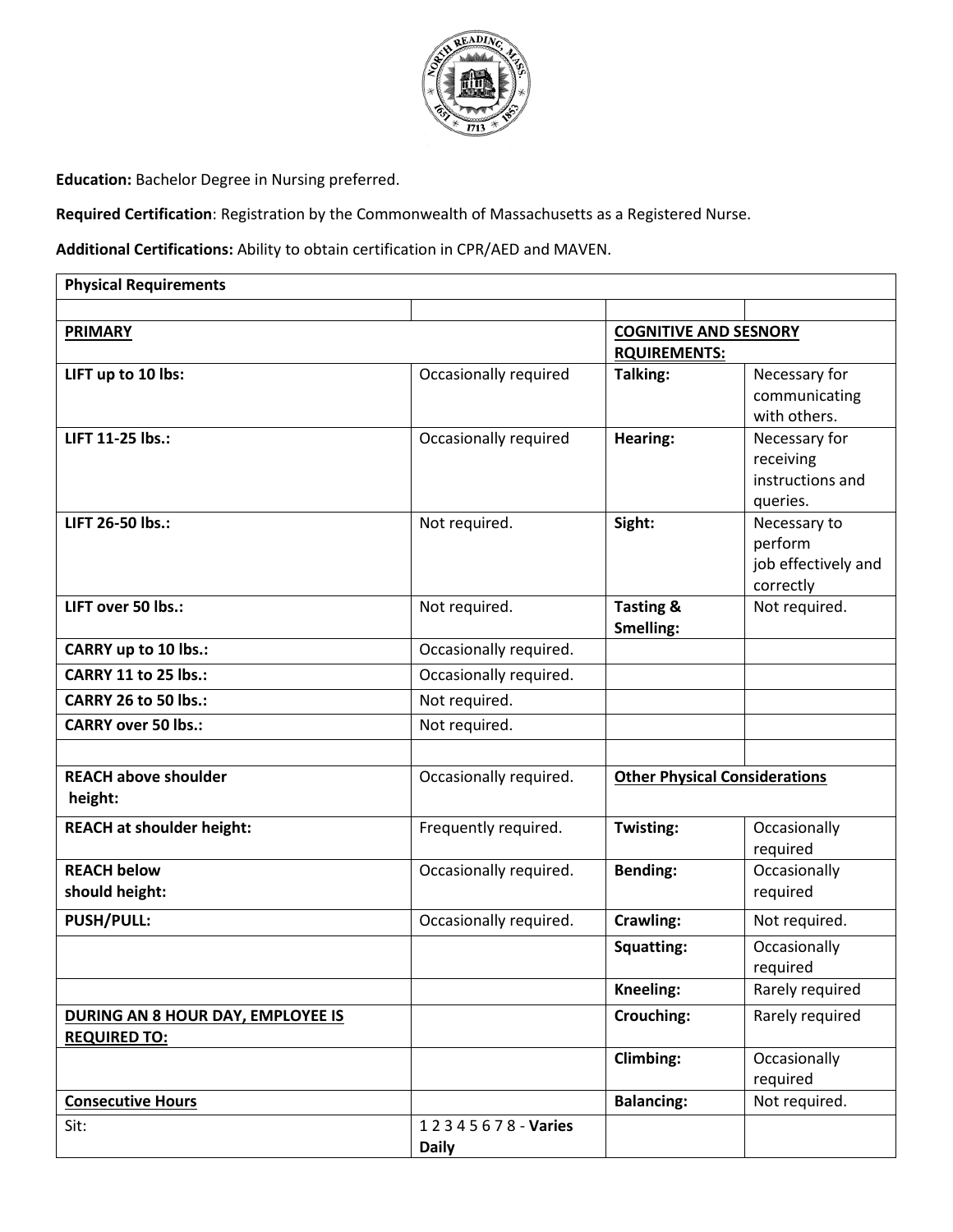**Education:** Bachelor Degree in Nursing preferred.

**Required Certification**: Registration by the Commonwealth of Massachusetts as a Registered Nurse.

**Additional Certifications:** Ability to obtain certification in CPR/AED and MAVEN.

| **Physical Requirements** | | | |
|---|---|---|---|
| | | | |
| **PRIMARY** | | **COGNITIVE AND SESNORY RQUIREMENTS:** | |
| **LIFT up to 10 lbs:** | Occasionally required | **Talking:** | Necessary for communicating with others. |
| **LIFT 11-25 lbs.:** | Occasionally required | **Hearing:** | Necessary for receiving instructions and queries. |
| **LIFT 26-50 lbs.:** | Not required. | **Sight:** | Necessary to perform job effectively and correctly |
| **LIFT over 50 lbs.:** | Not required. | **Tasting & Smelling:** | Not required. |
| **CARRY up to 10 lbs.:** | Occasionally required. | | |
| **CARRY 11 to 25 lbs.:** | Occasionally required. | | |
| **CARRY 26 to 50 lbs.:** | Not required. | | |
| **CARRY over 50 lbs.:** | Not required. | | |
| | | | |
| **REACH above shoulder height:** | Occasionally required. | **Other Physical Considerations** | |
| **REACH at shoulder height:** | Frequently required. | **Twisting:** | Occasionally required |
| **REACH below should height:** | Occasionally required. | **Bending:** | Occasionally required |
| **PUSH/PULL:** | Occasionally required. | **Crawling:** | Not required. |
| | | **Squatting:** | Occasionally required |
| | | **Kneeling:** | Rarely required |
| **DURING AN 8 HOUR DAY, EMPLOYEE IS REQUIRED TO:** | | **Crouching:** | Rarely required |
| | | **Climbing:** | Occasionally required |
| **Consecutive Hours** | | **Balancing:** | Not required. |
| Sit: | 1 2 3 4 5 6 7 8 - **Varies Daily** | | |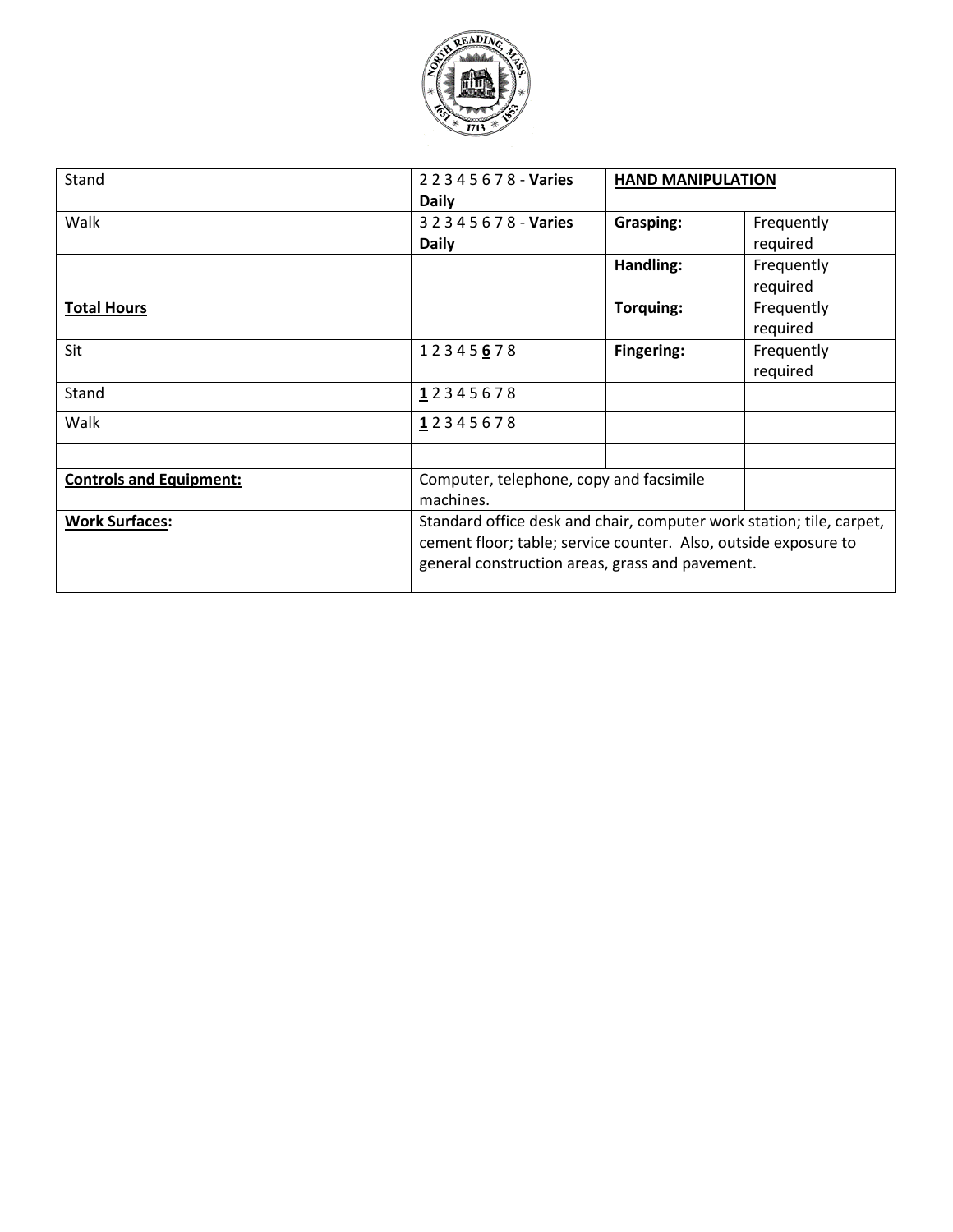| | | | |
|---|---|---|---|
| Stand | 2 2 3 4 5 6 7 8 - **Varies Daily** | **HAND MANIPULATION** | |
| Walk | 3 2 3 4 5 6 7 8 - **Varies Daily** | **Grasping:** | Frequently required |
| | | **Handling:** | Frequently required |
| **Total Hours** | | **Torquing:** | Frequently required |
| Sit | 1 2 3 4 5 **6** 7 8 | **Fingering:** | Frequently required |
| Stand | **1** 2 3 4 5 6 7 8 | | |
| Walk | **1** 2 3 4 5 6 7 8 | | |
| | | | |
| **Controls and Equipment:** | Computer, telephone, copy and facsimile machines. | | |
| **Work Surfaces:** | Standard office desk and chair, computer work station; tile, carpet, cement floor; table; service counter. Also, outside exposure to general construction areas, grass and pavement. | | |